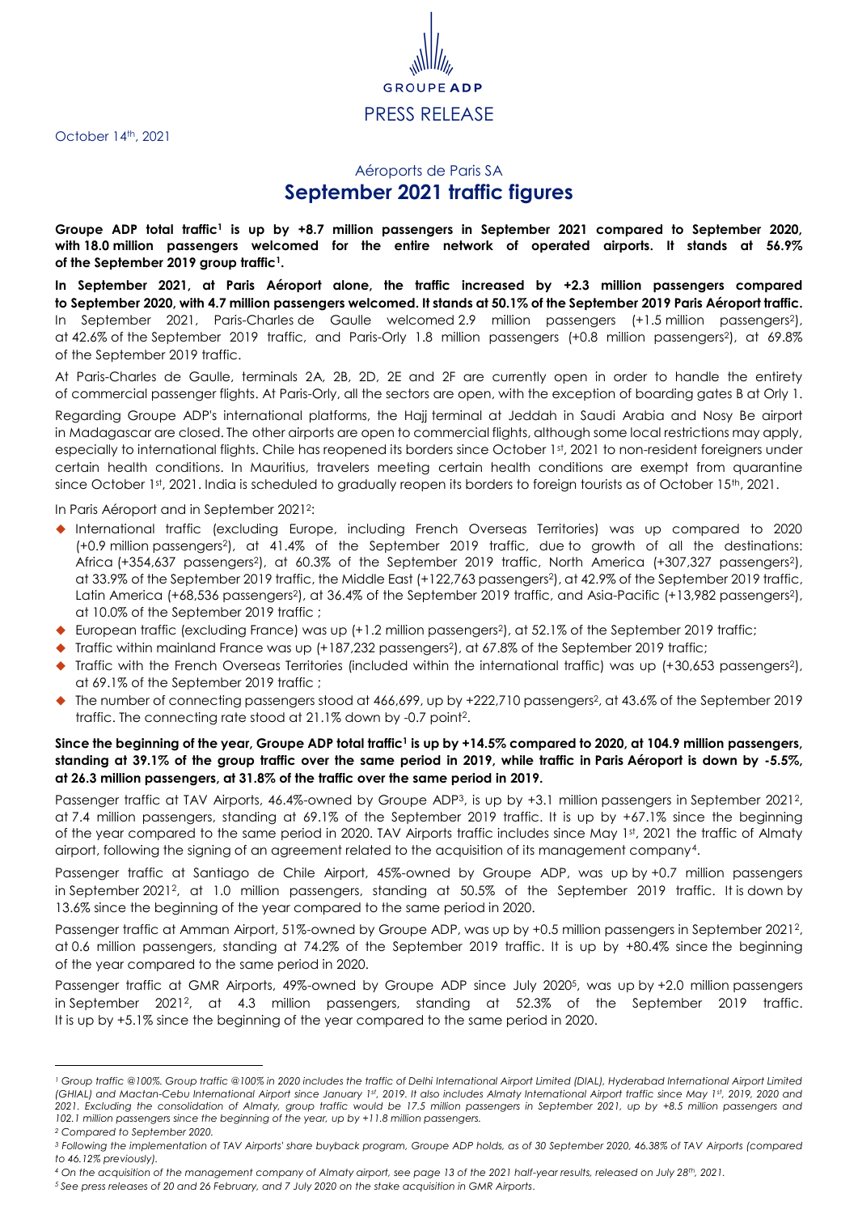GROUPE ADP

PRESS RELEASE

October 14th, 2021

## Aéroports de Paris SA

# September 2021 traffic figures

**Groupe ADP total traffic[1] is up by +8.7 million passengers in September 2021 compared to September 2020, with 18.0 million passengers welcomed for the entire network of operated airports. It stands at 56.9% of the September 2019 group traffic[1].**

**In September 2021, at Paris Aéroport alone, the traffic increased by +2.3 million passengers compared to September 2020, with 4.7 million passengers welcomed. It stands at 50.1% of the September 2019 Paris Aéroport traffic.** In September 2021, Paris-Charles de Gaulle welcomed 2.9 million passengers (+1.5 million passengers[2]), at 42.6% of the September 2019 traffic, and Paris-Orly 1.8 million passengers (+0.8 million passengers[2]), at 69.8% of the September 2019 traffic.

At Paris-Charles de Gaulle, terminals 2A, 2B, 2D, 2E and 2F are currently open in order to handle the entirety of commercial passenger flights. At Paris-Orly, all the sectors are open, with the exception of boarding gates B at Orly 1.

Regarding Groupe ADP's international platforms, the Hajj terminal at Jeddah in Saudi Arabia and Nosy Be airport in Madagascar are closed. The other airports are open to commercial flights, although some local restrictions may apply, especially to international flights. Chile has reopened its borders since October 1st, 2021 to non-resident foreigners under certain health conditions. In Mauritius, travelers meeting certain health conditions are exempt from quarantine since October 1st, 2021. India is scheduled to gradually reopen its borders to foreign tourists as of October 15th, 2021.

In Paris Aéroport and in September 2021[2]:

- International traffic (excluding Europe, including French Overseas Territories) was up compared to 2020 (+0.9 million passengers[2]), at 41.4% of the September 2019 traffic, due to growth of all the destinations: Africa (+354,637 passengers[2]), at 60.3% of the September 2019 traffic, North America (+307,327 passengers[2]), at 33.9% of the September 2019 traffic, the Middle East (+122,763 passengers[2]), at 42.9% of the September 2019 traffic, Latin America (+68,536 passengers[2]), at 36.4% of the September 2019 traffic, and Asia-Pacific (+13,982 passengers[2]), at 10.0% of the September 2019 traffic ;
- European traffic (excluding France) was up (+1.2 million passengers[2]), at 52.1% of the September 2019 traffic;
- Traffic within mainland France was up (+187,232 passengers[2]), at 67.8% of the September 2019 traffic;
- Traffic with the French Overseas Territories (included within the international traffic) was up (+30,653 passengers[2]), at 69.1% of the September 2019 traffic ;
- The number of connecting passengers stood at 466,699, up by +222,710 passengers[2], at 43.6% of the September 2019 traffic. The connecting rate stood at 21.1% down by -0.7 point[2].

**Since the beginning of the year, Groupe ADP total traffic[1] is up by +14.5% compared to 2020, at 104.9 million passengers, standing at 39.1% of the group traffic over the same period in 2019, while traffic in Paris Aéroport is down by -5.5%, at 26.3 million passengers, at 31.8% of the traffic over the same period in 2019.**

Passenger traffic at TAV Airports, 46.4%-owned by Groupe ADP[3], is up by +3.1 million passengers in September 2021[2], at 7.4 million passengers, standing at 69.1% of the September 2019 traffic. It is up by +67.1% since the beginning of the year compared to the same period in 2020. TAV Airports traffic includes since May 1st, 2021 the traffic of Almaty airport, following the signing of an agreement related to the acquisition of its management company[4].

Passenger traffic at Santiago de Chile Airport, 45%-owned by Groupe ADP, was up by +0.7 million passengers in September 2021[2], at 1.0 million passengers, standing at 50.5% of the September 2019 traffic. It is down by 13.6% since the beginning of the year compared to the same period in 2020.

Passenger traffic at Amman Airport, 51%-owned by Groupe ADP, was up by +0.5 million passengers in September 2021[2], at 0.6 million passengers, standing at 74.2% of the September 2019 traffic. It is up by +80.4% since the beginning of the year compared to the same period in 2020.

Passenger traffic at GMR Airports, 49%-owned by Groupe ADP since July 2020[5], was up by +2.0 million passengers in September 2021[2], at 4.3 million passengers, standing at 52.3% of the September 2019 traffic. It is up by +5.1% since the beginning of the year compared to the same period in 2020.

---

*[1] Group traffic @100%. Group traffic @100% in 2020 includes the traffic of Delhi International Airport Limited (DIAL), Hyderabad International Airport Limited (GHIAL) and Mactan-Cebu International Airport since January 1st, 2019. It also includes Almaty International Airport traffic since May 1st, 2019, 2020 and 2021. Excluding the consolidation of Almaty, group traffic would be 17.5 million passengers in September 2021, up by +8.5 million passengers and 102.1 million passengers since the beginning of the year, up by +11.8 million passengers.*

*[2] Compared to September 2020.*

*[3] Following the implementation of TAV Airports' share buyback program, Groupe ADP holds, as of 30 September 2020, 46.38% of TAV Airports (compared to 46.12% previously).*

*[4] On the acquisition of the management company of Almaty airport, see page 13 of the 2021 half-year results, released on July 28th, 2021.*

*[5] See press releases of 20 and 26 February, and 7 July 2020 on the stake acquisition in GMR Airports.*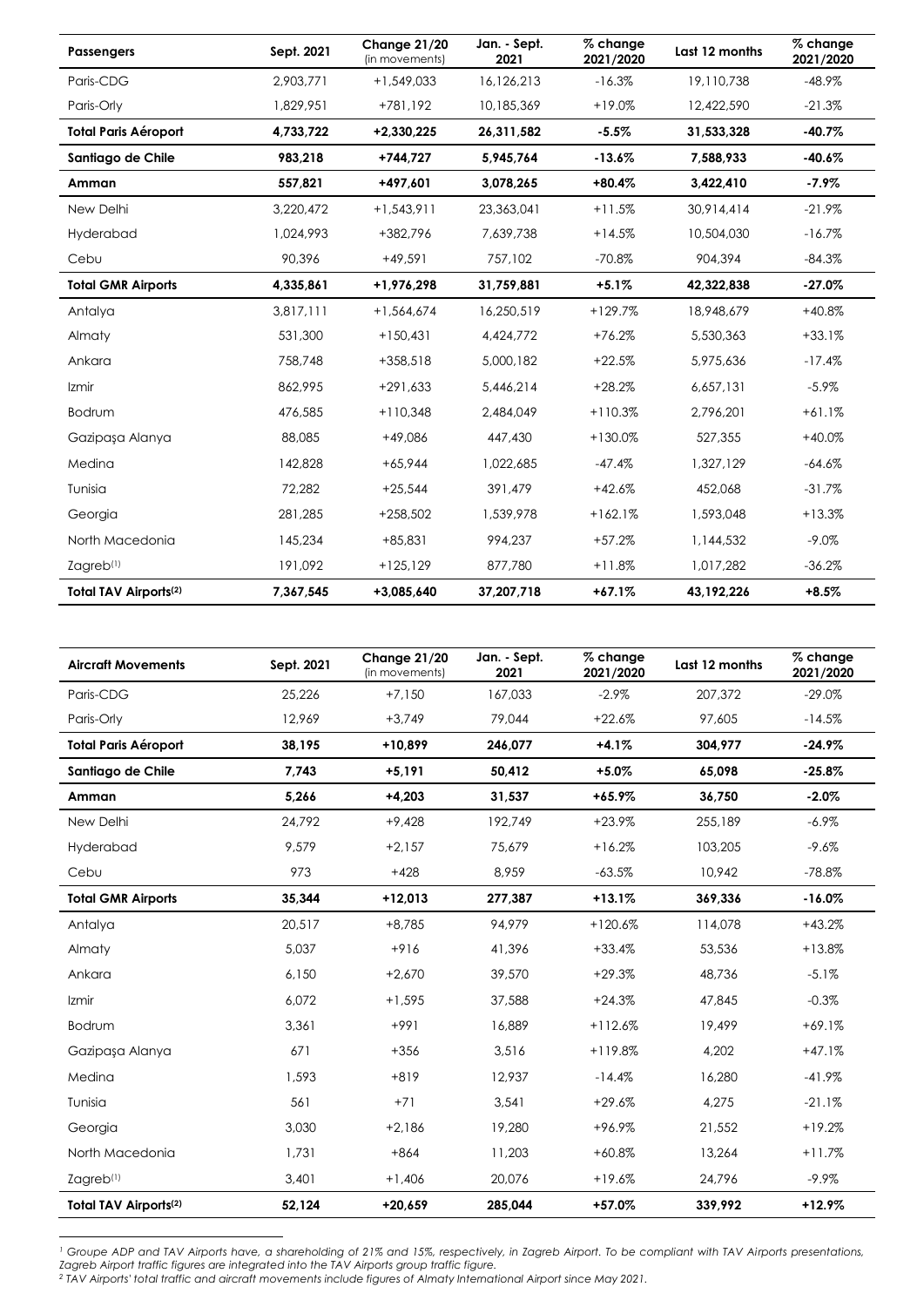| **Passengers** | **Sept. 2021** | **Change 21/20** (in movements) | **Jan. - Sept. 2021** | **% change 2021/2020** | **Last 12 months** | **% change 2021/2020** |
|---|---|---|---|---|---|---|
| Paris-CDG | 2,903,771 | +1,549,033 | 16,126,213 | -16.3% | 19,110,738 | -48.9% |
| Paris-Orly | 1,829,951 | +781,192 | 10,185,369 | +19.0% | 12,422,590 | -21.3% |
| **Total Paris Aéroport** | **4,733,722** | **+2,330,225** | **26,311,582** | **-5.5%** | **31,533,328** | **-40.7%** |
| **Santiago de Chile** | **983,218** | **+744,727** | **5,945,764** | **-13.6%** | **7,588,933** | **-40.6%** |
| **Amman** | **557,821** | **+497,601** | **3,078,265** | **+80.4%** | **3,422,410** | **-7.9%** |
| New Delhi | 3,220,472 | +1,543,911 | 23,363,041 | +11.5% | 30,914,414 | -21.9% |
| Hyderabad | 1,024,993 | +382,796 | 7,639,738 | +14.5% | 10,504,030 | -16.7% |
| Cebu | 90,396 | +49,591 | 757,102 | -70.8% | 904,394 | -84.3% |
| **Total GMR Airports** | **4,335,861** | **+1,976,298** | **31,759,881** | **+5.1%** | **42,322,838** | **-27.0%** |
| Antalya | 3,817,111 | +1,564,674 | 16,250,519 | +129.7% | 18,948,679 | +40.8% |
| Almaty | 531,300 | +150,431 | 4,424,772 | +76.2% | 5,530,363 | +33.1% |
| Ankara | 758,748 | +358,518 | 5,000,182 | +22.5% | 5,975,636 | -17.4% |
| Izmir | 862,995 | +291,633 | 5,446,214 | +28.2% | 6,657,131 | -5.9% |
| Bodrum | 476,585 | +110,348 | 2,484,049 | +110.3% | 2,796,201 | +61.1% |
| Gazipaşa Alanya | 88,085 | +49,086 | 447,430 | +130.0% | 527,355 | +40.0% |
| Medina | 142,828 | +65,944 | 1,022,685 | -47.4% | 1,327,129 | -64.6% |
| Tunisia | 72,282 | +25,544 | 391,479 | +42.6% | 452,068 | -31.7% |
| Georgia | 281,285 | +258,502 | 1,539,978 | +162.1% | 1,593,048 | +13.3% |
| North Macedonia | 145,234 | +85,831 | 994,237 | +57.2% | 1,144,532 | -9.0% |
| Zagreb[1] | 191,092 | +125,129 | 877,780 | +11.8% | 1,017,282 | -36.2% |
| **Total TAV Airports[2]** | **7,367,545** | **+3,085,640** | **37,207,718** | **+67.1%** | **43,192,226** | **+8.5%** |

| **Aircraft Movements** | **Sept. 2021** | **Change 21/20** (in movements) | **Jan. - Sept. 2021** | **% change 2021/2020** | **Last 12 months** | **% change 2021/2020** |
|---|---|---|---|---|---|---|
| Paris-CDG | 25,226 | +7,150 | 167,033 | -2.9% | 207,372 | -29.0% |
| Paris-Orly | 12,969 | +3,749 | 79,044 | +22.6% | 97,605 | -14.5% |
| **Total Paris Aéroport** | **38,195** | **+10,899** | **246,077** | **+4.1%** | **304,977** | **-24.9%** |
| **Santiago de Chile** | **7,743** | **+5,191** | **50,412** | **+5.0%** | **65,098** | **-25.8%** |
| **Amman** | **5,266** | **+4,203** | **31,537** | **+65.9%** | **36,750** | **-2.0%** |
| New Delhi | 24,792 | +9,428 | 192,749 | +23.9% | 255,189 | -6.9% |
| Hyderabad | 9,579 | +2,157 | 75,679 | +16.2% | 103,205 | -9.6% |
| Cebu | 973 | +428 | 8,959 | -63.5% | 10,942 | -78.8% |
| **Total GMR Airports** | **35,344** | **+12,013** | **277,387** | **+13.1%** | **369,336** | **-16.0%** |
| Antalya | 20,517 | +8,785 | 94,979 | +120.6% | 114,078 | +43.2% |
| Almaty | 5,037 | +916 | 41,396 | +33.4% | 53,536 | +13.8% |
| Ankara | 6,150 | +2,670 | 39,570 | +29.3% | 48,736 | -5.1% |
| Izmir | 6,072 | +1,595 | 37,588 | +24.3% | 47,845 | -0.3% |
| Bodrum | 3,361 | +991 | 16,889 | +112.6% | 19,499 | +69.1% |
| Gazipaşa Alanya | 671 | +356 | 3,516 | +119.8% | 4,202 | +47.1% |
| Medina | 1,593 | +819 | 12,937 | -14.4% | 16,280 | -41.9% |
| Tunisia | 561 | +71 | 3,541 | +29.6% | 4,275 | -21.1% |
| Georgia | 3,030 | +2,186 | 19,280 | +96.9% | 21,552 | +19.2% |
| North Macedonia | 1,731 | +864 | 11,203 | +60.8% | 13,264 | +11.7% |
| Zagreb[1] | 3,401 | +1,406 | 20,076 | +19.6% | 24,796 | -9.9% |
| **Total TAV Airports[2]** | **52,124** | **+20,659** | **285,044** | **+57.0%** | **339,992** | **+12.9%** |

*[1] Groupe ADP and TAV Airports have, a shareholding of 21% and 15%, respectively, in Zagreb Airport. To be compliant with TAV Airports presentations, Zagreb Airport traffic figures are integrated into the TAV Airports group traffic figure.*

*[2] TAV Airports' total traffic and aircraft movements include figures of Almaty International Airport since May 2021.*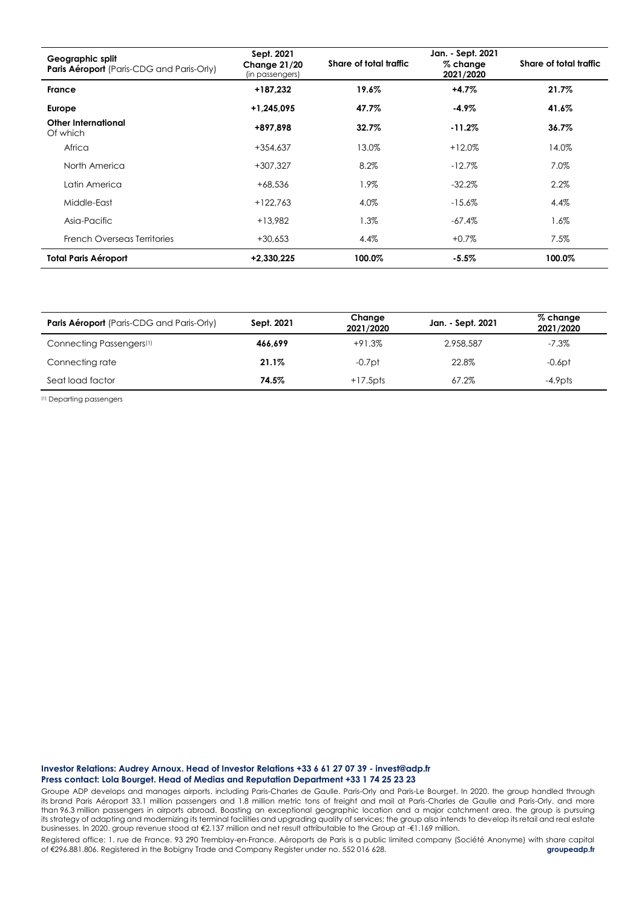| Geographic split **Paris Aéroport** (Paris-CDG and Paris-Orly) | Sept. 2021 Change 21/20 (in passengers) | Share of total traffic | Jan. - Sept. 2021 % change 2021/2020 | Share of total traffic |
|---|---|---|---|---|
| **France** | **+187,232** | **19.6%** | **+4.7%** | **21.7%** |
| **Europe** | **+1,245,095** | **47.7%** | **-4.9%** | **41.6%** |
| **Other International** Of which | **+897,898** | **32.7%** | **-11.2%** | **36.7%** |
| Africa | +354,637 | 13.0% | +12.0% | 14.0% |
| North America | +307,327 | 8.2% | -12.7% | 7.0% |
| Latin America | +68,536 | 1.9% | -32.2% | 2.2% |
| Middle-East | +122,763 | 4.0% | -15.6% | 4.4% |
| Asia-Pacific | +13,982 | 1.3% | -67.4% | 1.6% |
| French Overseas Territories | +30,653 | 4.4% | +0.7% | 7.5% |
| **Total Paris Aéroport** | **+2,330,225** | **100.0%** | **-5.5%** | **100.0%** |

| **Paris Aéroport** (Paris-CDG and Paris-Orly) | Sept. 2021 | Change 2021/2020 | Jan. - Sept. 2021 | % change 2021/2020 |
|---|---|---|---|---|
| Connecting Passengers[1] | **466,699** | +91.3% | 2,958,587 | -7.3% |
| Connecting rate | **21.1%** | -0.7pt | 22.8% | -0.6pt |
| Seat load factor | **74.5%** | +17.5pts | 67.2% | -4.9pts |

[1] Departing passengers

**Investor Relations: Audrey Arnoux. Head of Investor Relations +33 6 61 27 07 39 - invest@adp.fr**
**Press contact: Lola Bourget. Head of Medias and Reputation Department +33 1 74 25 23 23**

Groupe ADP develops and manages airports. including Paris-Charles de Gaulle. Paris-Orly and Paris-Le Bourget. In 2020. the group handled through its brand Paris Aéroport 33.1 million passengers and 1.8 million metric tons of freight and mail at Paris-Charles de Gaulle and Paris-Orly. and more than 96.3 million passengers in airports abroad. Boasting an exceptional geographic location and a major catchment area. the group is pursuing its strategy of adapting and modernizing its terminal facilities and upgrading quality of services; the group also intends to develop its retail and real estate businesses. In 2020. group revenue stood at €2.137 million and net result attributable to the Group at -€1.169 million.

Registered office: 1. rue de France. 93 290 Tremblay-en-France. Aéroports de Paris is a public limited company (Société Anonyme) with share capital of €296.881.806. Registered in the Bobigny Trade and Company Register under no. 552 016 628. **groupeadp.fr**